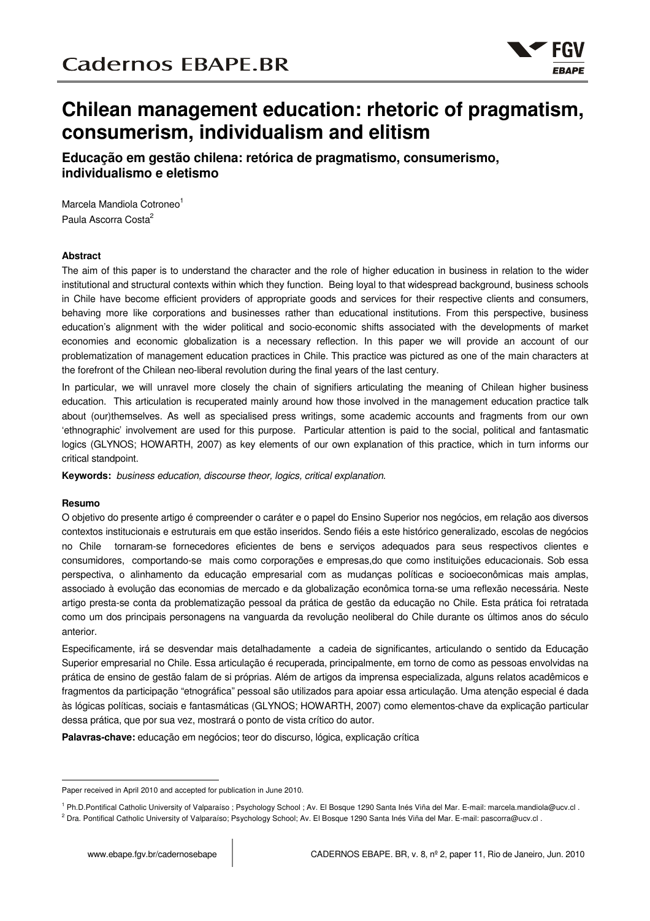# Chilean management education: rhetoric of pragmatism, consumerism, individualism and elitism

## Educação em gestão chilena: retórica de pragmatismo, consumerismo, individualismo e eletismo

Marcela Mandiola Cotroneo[1]
Paula Ascorra Costa[2]

**Abstract**

The aim of this paper is to understand the character and the role of higher education in business in relation to the wider institutional and structural contexts within which they function. Being loyal to that widespread background, business schools in Chile have become efficient providers of appropriate goods and services for their respective clients and consumers, behaving more like corporations and businesses rather than educational institutions. From this perspective, business education's alignment with the wider political and socio-economic shifts associated with the developments of market economies and economic globalization is a necessary reflection. In this paper we will provide an account of our problematization of management education practices in Chile. This practice was pictured as one of the main characters at the forefront of the Chilean neo-liberal revolution during the final years of the last century.

In particular, we will unravel more closely the chain of signifiers articulating the meaning of Chilean higher business education. This articulation is recuperated mainly around how those involved in the management education practice talk about (our)themselves. As well as specialised press writings, some academic accounts and fragments from our own 'ethnographic' involvement are used for this purpose. Particular attention is paid to the social, political and fantasmatic logics (GLYNOS; HOWARTH, 2007) as key elements of our own explanation of this practice, which in turn informs our critical standpoint.

**Keywords:** *business education, discourse theor, logics, critical explanation.*

**Resumo**

O objetivo do presente artigo é compreender o caráter e o papel do Ensino Superior nos negócios, em relação aos diversos contextos institucionais e estruturais em que estão inseridos. Sendo fiéis a este histórico generalizado, escolas de negócios no Chile tornaram-se fornecedores eficientes de bens e serviços adequados para seus respectivos clientes e consumidores, comportando-se mais como corporações e empresas,do que como instituições educacionais. Sob essa perspectiva, o alinhamento da educação empresarial com as mudanças políticas e socioeconômicas mais amplas, associado à evolução das economias de mercado e da globalização econômica torna-se uma reflexão necessária. Neste artigo presta-se conta da problematização pessoal da prática de gestão da educação no Chile. Esta prática foi retratada como um dos principais personagens na vanguarda da revolução neoliberal do Chile durante os últimos anos do século anterior.

Especificamente, irá se desvendar mais detalhadamente a cadeia de significantes, articulando o sentido da Educação Superior empresarial no Chile. Essa articulação é recuperada, principalmente, em torno de como as pessoas envolvidas na prática de ensino de gestão falam de si próprias. Além de artigos da imprensa especializada, alguns relatos acadêmicos e fragmentos da participação "etnográfica" pessoal são utilizados para apoiar essa articulação. Uma atenção especial é dada às lógicas políticas, sociais e fantasmáticas (GLYNOS; HOWARTH, 2007) como elementos-chave da explicação particular dessa prática, que por sua vez, mostrará o ponto de vista crítico do autor.

**Palavras-chave:** educação em negócios; teor do discurso, lógica, explicação crítica

---

Paper received in April 2010 and accepted for publication in June 2010.

[1] Ph.D.Pontifical Catholic University of Valparaíso ; Psychology School ; Av. El Bosque 1290 Santa Inés Viña del Mar. E-mail: marcela.mandiola@ucv.cl .

[2] Dra. Pontifical Catholic University of Valparaíso; Psychology School; Av. El Bosque 1290 Santa Inés Viña del Mar. E-mail: pascorra@ucv.cl .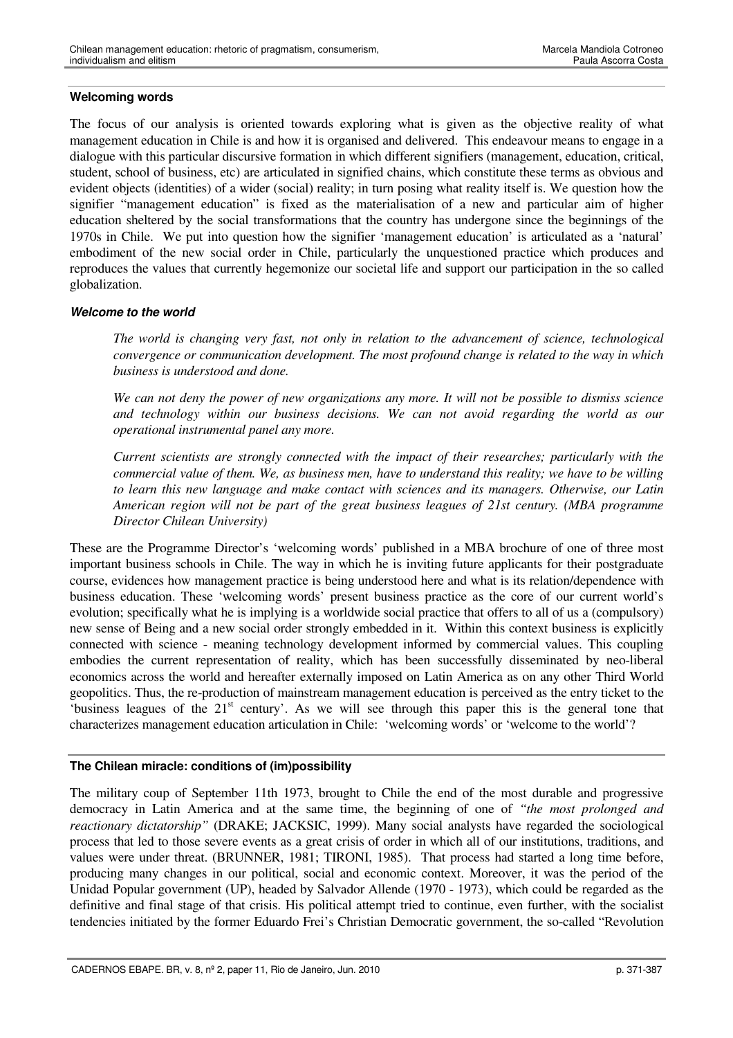## Welcoming words

The focus of our analysis is oriented towards exploring what is given as the objective reality of what management education in Chile is and how it is organised and delivered. This endeavour means to engage in a dialogue with this particular discursive formation in which different signifiers (management, education, critical, student, school of business, etc) are articulated in signified chains, which constitute these terms as obvious and evident objects (identities) of a wider (social) reality; in turn posing what reality itself is. We question how the signifier "management education" is fixed as the materialisation of a new and particular aim of higher education sheltered by the social transformations that the country has undergone since the beginnings of the 1970s in Chile. We put into question how the signifier 'management education' is articulated as a 'natural' embodiment of the new social order in Chile, particularly the unquestioned practice which produces and reproduces the values that currently hegemonize our societal life and support our participation in the so called globalization.

### *Welcome to the world*

> *The world is changing very fast, not only in relation to the advancement of science, technological convergence or communication development. The most profound change is related to the way in which business is understood and done.*
>
> *We can not deny the power of new organizations any more. It will not be possible to dismiss science and technology within our business decisions. We can not avoid regarding the world as our operational instrumental panel any more.*
>
> *Current scientists are strongly connected with the impact of their researches; particularly with the commercial value of them. We, as business men, have to understand this reality; we have to be willing to learn this new language and make contact with sciences and its managers. Otherwise, our Latin American region will not be part of the great business leagues of 21st century. (MBA programme Director Chilean University)*

These are the Programme Director's 'welcoming words' published in a MBA brochure of one of three most important business schools in Chile. The way in which he is inviting future applicants for their postgraduate course, evidences how management practice is being understood here and what is its relation/dependence with business education. These 'welcoming words' present business practice as the core of our current world's evolution; specifically what he is implying is a worldwide social practice that offers to all of us a (compulsory) new sense of Being and a new social order strongly embedded in it. Within this context business is explicitly connected with science - meaning technology development informed by commercial values. This coupling embodies the current representation of reality, which has been successfully disseminated by neo-liberal economics across the world and hereafter externally imposed on Latin America as on any other Third World geopolitics. Thus, the re-production of mainstream management education is perceived as the entry ticket to the 'business leagues of the 21st century'. As we will see through this paper this is the general tone that characterizes management education articulation in Chile: 'welcoming words' or 'welcome to the world'?

## The Chilean miracle: conditions of (im)possibility

The military coup of September 11th 1973, brought to Chile the end of the most durable and progressive democracy in Latin America and at the same time, the beginning of one of *"the most prolonged and reactionary dictatorship"* (DRAKE; JACKSIC, 1999). Many social analysts have regarded the sociological process that led to those severe events as a great crisis of order in which all of our institutions, traditions, and values were under threat. (BRUNNER, 1981; TIRONI, 1985). That process had started a long time before, producing many changes in our political, social and economic context. Moreover, it was the period of the Unidad Popular government (UP), headed by Salvador Allende (1970 - 1973), which could be regarded as the definitive and final stage of that crisis. His political attempt tried to continue, even further, with the socialist tendencies initiated by the former Eduardo Frei's Christian Democratic government, the so-called "Revolution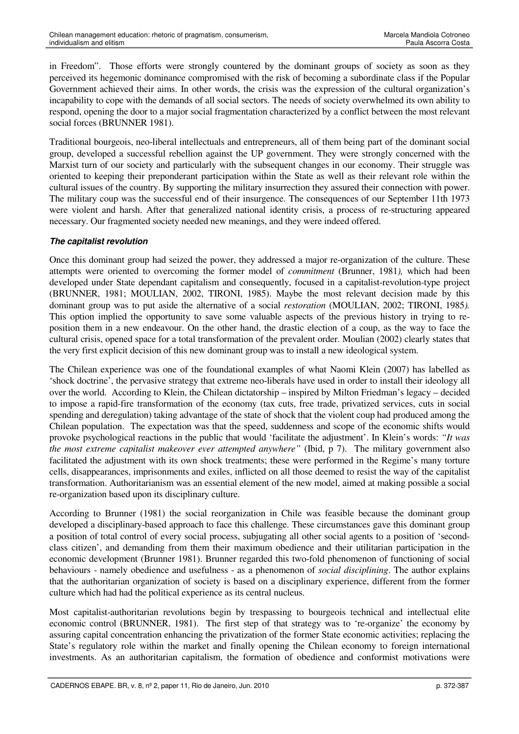in Freedom". Those efforts were strongly countered by the dominant groups of society as soon as they perceived its hegemonic dominance compromised with the risk of becoming a subordinate class if the Popular Government achieved their aims. In other words, the crisis was the expression of the cultural organization's incapability to cope with the demands of all social sectors. The needs of society overwhelmed its own ability to respond, opening the door to a major social fragmentation characterized by a conflict between the most relevant social forces (BRUNNER 1981).

Traditional bourgeois, neo-liberal intellectuals and entrepreneurs, all of them being part of the dominant social group, developed a successful rebellion against the UP government. They were strongly concerned with the Marxist turn of our society and particularly with the subsequent changes in our economy. Their struggle was oriented to keeping their preponderant participation within the State as well as their relevant role within the cultural issues of the country. By supporting the military insurrection they assured their connection with power. The military coup was the successful end of their insurgence. The consequences of our September 11th 1973 were violent and harsh. After that generalized national identity crisis, a process of re-structuring appeared necessary. Our fragmented society needed new meanings, and they were indeed offered.

***The capitalist revolution***

Once this dominant group had seized the power, they addressed a major re-organization of the culture. These attempts were oriented to overcoming the former model of *commitment* (Brunner, 1981*),* which had been developed under State dependant capitalism and consequently, focused in a capitalist-revolution-type project (BRUNNER, 1981; MOULIAN, 2002, TIRONI, 1985). Maybe the most relevant decision made by this dominant group was to put aside the alternative of a social *restoration* (MOULIAN, 2002; TIRONI, 1985*).* This option implied the opportunity to save some valuable aspects of the previous history in trying to re-position them in a new endeavour. On the other hand, the drastic election of a coup, as the way to face the cultural crisis, opened space for a total transformation of the prevalent order. Moulian (2002) clearly states that the very first explicit decision of this new dominant group was to install a new ideological system.

The Chilean experience was one of the foundational examples of what Naomi Klein (2007) has labelled as 'shock doctrine', the pervasive strategy that extreme neo-liberals have used in order to install their ideology all over the world. According to Klein, the Chilean dictatorship – inspired by Milton Friedman's legacy – decided to impose a rapid-fire transformation of the economy (tax cuts, free trade, privatized services, cuts in social spending and deregulation) taking advantage of the state of shock that the violent coup had produced among the Chilean population. The expectation was that the speed, suddenness and scope of the economic shifts would provoke psychological reactions in the public that would 'facilitate the adjustment'. In Klein's words: *"It was the most extreme capitalist makeover ever attempted anywhere"* (Ibid, p 7). The military government also facilitated the adjustment with its own shock treatments; these were performed in the Regime's many torture cells, disappearances, imprisonments and exiles, inflicted on all those deemed to resist the way of the capitalist transformation. Authoritarianism was an essential element of the new model, aimed at making possible a social re-organization based upon its disciplinary culture.

According to Brunner (1981) the social reorganization in Chile was feasible because the dominant group developed a disciplinary-based approach to face this challenge. These circumstances gave this dominant group a position of total control of every social process, subjugating all other social agents to a position of 'second-class citizen', and demanding from them their maximum obedience and their utilitarian participation in the economic development (Brunner 1981). Brunner regarded this two-fold phenomenon of functioning of social behaviours - namely obedience and usefulness - as a phenomenon of *social disciplining*. The author explains that the authoritarian organization of society is based on a disciplinary experience, different from the former culture which had had the political experience as its central nucleus.

Most capitalist-authoritarian revolutions begin by trespassing to bourgeois technical and intellectual elite economic control (BRUNNER, 1981). The first step of that strategy was to 're-organize' the economy by assuring capital concentration enhancing the privatization of the former State economic activities; replacing the State's regulatory role within the market and finally opening the Chilean economy to foreign international investments. As an authoritarian capitalism, the formation of obedience and conformist motivations were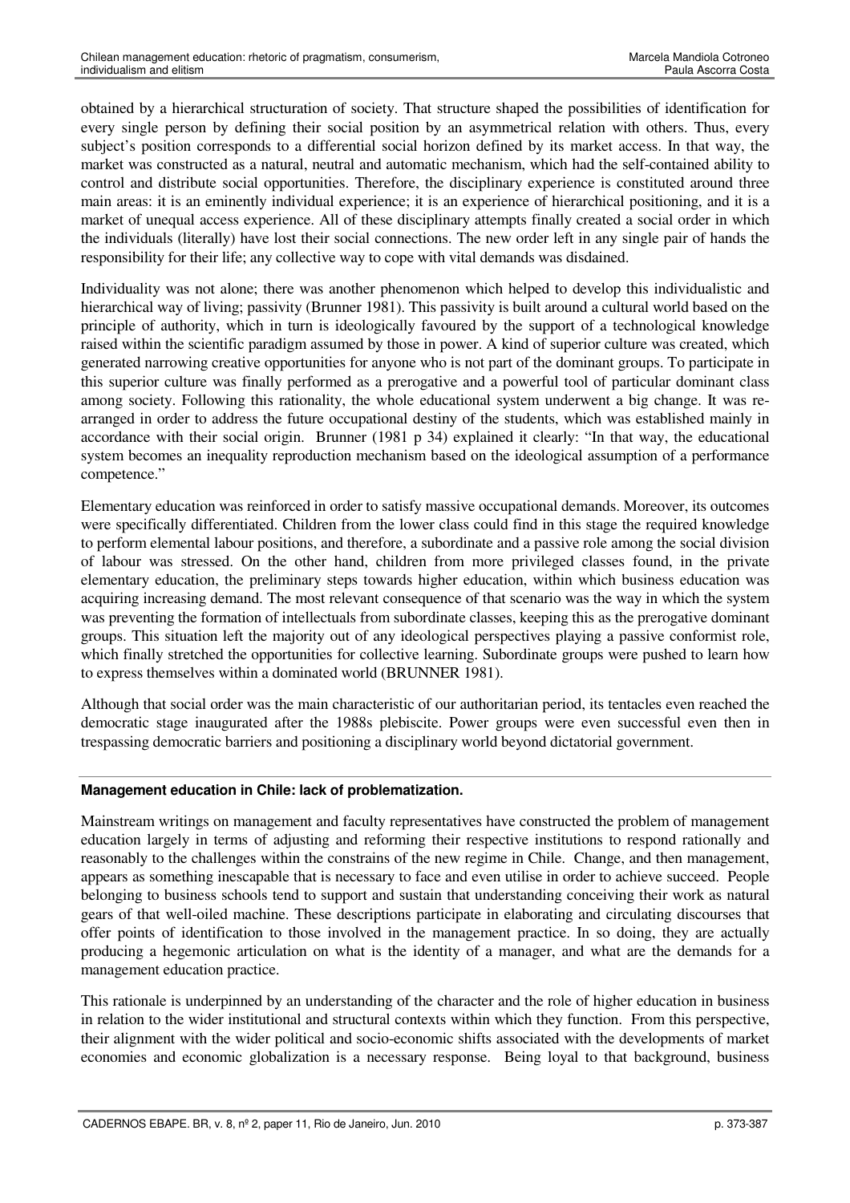obtained by a hierarchical structuration of society. That structure shaped the possibilities of identification for every single person by defining their social position by an asymmetrical relation with others. Thus, every subject's position corresponds to a differential social horizon defined by its market access. In that way, the market was constructed as a natural, neutral and automatic mechanism, which had the self-contained ability to control and distribute social opportunities. Therefore, the disciplinary experience is constituted around three main areas: it is an eminently individual experience; it is an experience of hierarchical positioning, and it is a market of unequal access experience. All of these disciplinary attempts finally created a social order in which the individuals (literally) have lost their social connections. The new order left in any single pair of hands the responsibility for their life; any collective way to cope with vital demands was disdained.

Individuality was not alone; there was another phenomenon which helped to develop this individualistic and hierarchical way of living; passivity (Brunner 1981). This passivity is built around a cultural world based on the principle of authority, which in turn is ideologically favoured by the support of a technological knowledge raised within the scientific paradigm assumed by those in power. A kind of superior culture was created, which generated narrowing creative opportunities for anyone who is not part of the dominant groups. To participate in this superior culture was finally performed as a prerogative and a powerful tool of particular dominant class among society. Following this rationality, the whole educational system underwent a big change. It was re-arranged in order to address the future occupational destiny of the students, which was established mainly in accordance with their social origin. Brunner (1981 p 34) explained it clearly: "In that way, the educational system becomes an inequality reproduction mechanism based on the ideological assumption of a performance competence."

Elementary education was reinforced in order to satisfy massive occupational demands. Moreover, its outcomes were specifically differentiated. Children from the lower class could find in this stage the required knowledge to perform elemental labour positions, and therefore, a subordinate and a passive role among the social division of labour was stressed. On the other hand, children from more privileged classes found, in the private elementary education, the preliminary steps towards higher education, within which business education was acquiring increasing demand. The most relevant consequence of that scenario was the way in which the system was preventing the formation of intellectuals from subordinate classes, keeping this as the prerogative dominant groups. This situation left the majority out of any ideological perspectives playing a passive conformist role, which finally stretched the opportunities for collective learning. Subordinate groups were pushed to learn how to express themselves within a dominated world (BRUNNER 1981).

Although that social order was the main characteristic of our authoritarian period, its tentacles even reached the democratic stage inaugurated after the 1988s plebiscite. Power groups were even successful even then in trespassing democratic barriers and positioning a disciplinary world beyond dictatorial government.

## Management education in Chile: lack of problematization.

Mainstream writings on management and faculty representatives have constructed the problem of management education largely in terms of adjusting and reforming their respective institutions to respond rationally and reasonably to the challenges within the constrains of the new regime in Chile. Change, and then management, appears as something inescapable that is necessary to face and even utilise in order to achieve succeed. People belonging to business schools tend to support and sustain that understanding conceiving their work as natural gears of that well-oiled machine. These descriptions participate in elaborating and circulating discourses that offer points of identification to those involved in the management practice. In so doing, they are actually producing a hegemonic articulation on what is the identity of a manager, and what are the demands for a management education practice.

This rationale is underpinned by an understanding of the character and the role of higher education in business in relation to the wider institutional and structural contexts within which they function. From this perspective, their alignment with the wider political and socio-economic shifts associated with the developments of market economies and economic globalization is a necessary response. Being loyal to that background, business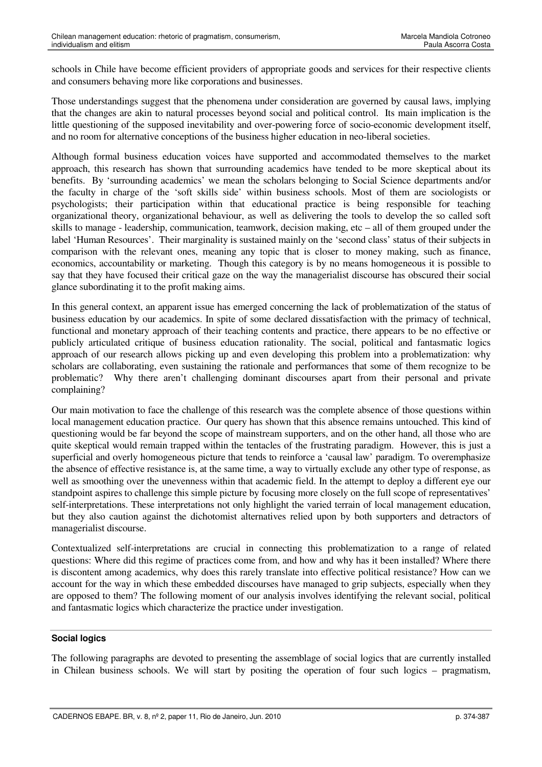schools in Chile have become efficient providers of appropriate goods and services for their respective clients and consumers behaving more like corporations and businesses.

Those understandings suggest that the phenomena under consideration are governed by causal laws, implying that the changes are akin to natural processes beyond social and political control. Its main implication is the little questioning of the supposed inevitability and over-powering force of socio-economic development itself, and no room for alternative conceptions of the business higher education in neo-liberal societies.

Although formal business education voices have supported and accommodated themselves to the market approach, this research has shown that surrounding academics have tended to be more skeptical about its benefits. By 'surrounding academics' we mean the scholars belonging to Social Science departments and/or the faculty in charge of the 'soft skills side' within business schools. Most of them are sociologists or psychologists; their participation within that educational practice is being responsible for teaching organizational theory, organizational behaviour, as well as delivering the tools to develop the so called soft skills to manage - leadership, communication, teamwork, decision making, etc – all of them grouped under the label 'Human Resources'. Their marginality is sustained mainly on the 'second class' status of their subjects in comparison with the relevant ones, meaning any topic that is closer to money making, such as finance, economics, accountability or marketing. Though this category is by no means homogeneous it is possible to say that they have focused their critical gaze on the way the managerialist discourse has obscured their social glance subordinating it to the profit making aims.

In this general context, an apparent issue has emerged concerning the lack of problematization of the status of business education by our academics. In spite of some declared dissatisfaction with the primacy of technical, functional and monetary approach of their teaching contents and practice, there appears to be no effective or publicly articulated critique of business education rationality. The social, political and fantasmatic logics approach of our research allows picking up and even developing this problem into a problematization: why scholars are collaborating, even sustaining the rationale and performances that some of them recognize to be problematic? Why there aren't challenging dominant discourses apart from their personal and private complaining?

Our main motivation to face the challenge of this research was the complete absence of those questions within local management education practice. Our query has shown that this absence remains untouched. This kind of questioning would be far beyond the scope of mainstream supporters, and on the other hand, all those who are quite skeptical would remain trapped within the tentacles of the frustrating paradigm. However, this is just a superficial and overly homogeneous picture that tends to reinforce a 'causal law' paradigm. To overemphasize the absence of effective resistance is, at the same time, a way to virtually exclude any other type of response, as well as smoothing over the unevenness within that academic field. In the attempt to deploy a different eye our standpoint aspires to challenge this simple picture by focusing more closely on the full scope of representatives' self-interpretations. These interpretations not only highlight the varied terrain of local management education, but they also caution against the dichotomist alternatives relied upon by both supporters and detractors of managerialist discourse.

Contextualized self-interpretations are crucial in connecting this problematization to a range of related questions: Where did this regime of practices come from, and how and why has it been installed? Where there is discontent among academics, why does this rarely translate into effective political resistance? How can we account for the way in which these embedded discourses have managed to grip subjects, especially when they are opposed to them? The following moment of our analysis involves identifying the relevant social, political and fantasmatic logics which characterize the practice under investigation.

### Social logics

The following paragraphs are devoted to presenting the assemblage of social logics that are currently installed in Chilean business schools. We will start by positing the operation of four such logics – pragmatism,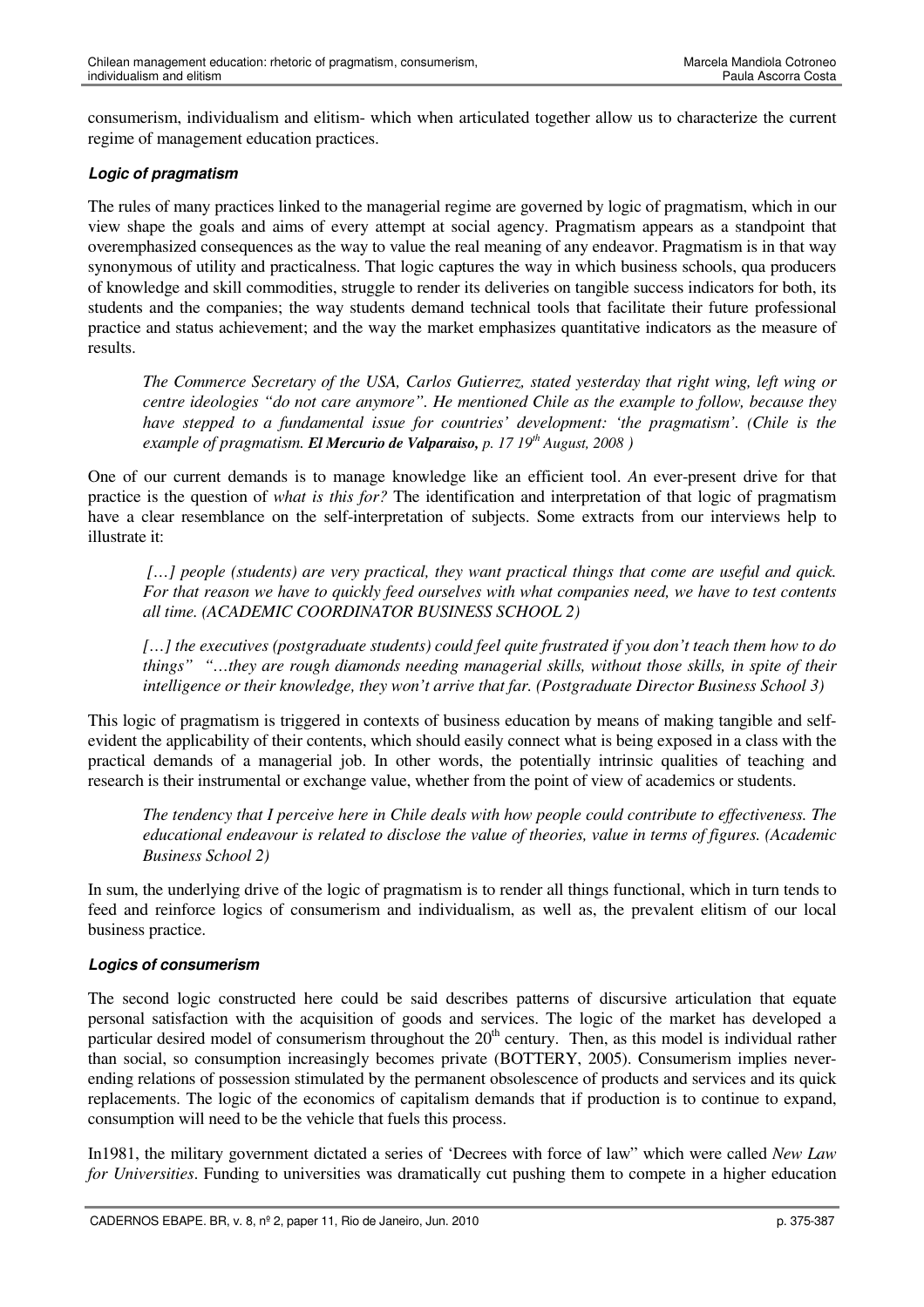consumerism, individualism and elitism- which when articulated together allow us to characterize the current regime of management education practices.

### *Logic of pragmatism*

The rules of many practices linked to the managerial regime are governed by logic of pragmatism, which in our view shape the goals and aims of every attempt at social agency. Pragmatism appears as a standpoint that overemphasized consequences as the way to value the real meaning of any endeavor. Pragmatism is in that way synonymous of utility and practicalness. That logic captures the way in which business schools, qua producers of knowledge and skill commodities, struggle to render its deliveries on tangible success indicators for both, its students and the companies; the way students demand technical tools that facilitate their future professional practice and status achievement; and the way the market emphasizes quantitative indicators as the measure of results.

> *The Commerce Secretary of the USA, Carlos Gutierrez, stated yesterday that right wing, left wing or centre ideologies "do not care anymore". He mentioned Chile as the example to follow, because they have stepped to a fundamental issue for countries' development: 'the pragmatism'. (Chile is the example of pragmatism. **El Mercurio de Valparaiso,** p. 17 19th August, 2008 )*

One of our current demands is to manage knowledge like an efficient tool. An ever-present drive for that practice is the question of *what is this for?* The identification and interpretation of that logic of pragmatism have a clear resemblance on the self-interpretation of subjects. Some extracts from our interviews help to illustrate it:

> *[…] people (students) are very practical, they want practical things that come are useful and quick. For that reason we have to quickly feed ourselves with what companies need, we have to test contents all time. (ACADEMIC COORDINATOR BUSINESS SCHOOL 2)*

> *[…] the executives (postgraduate students) could feel quite frustrated if you don't teach them how to do things" "…they are rough diamonds needing managerial skills, without those skills, in spite of their intelligence or their knowledge, they won't arrive that far. (Postgraduate Director Business School 3)*

This logic of pragmatism is triggered in contexts of business education by means of making tangible and self-evident the applicability of their contents, which should easily connect what is being exposed in a class with the practical demands of a managerial job. In other words, the potentially intrinsic qualities of teaching and research is their instrumental or exchange value, whether from the point of view of academics or students.

> *The tendency that I perceive here in Chile deals with how people could contribute to effectiveness. The educational endeavour is related to disclose the value of theories, value in terms of figures. (Academic Business School 2)*

In sum, the underlying drive of the logic of pragmatism is to render all things functional, which in turn tends to feed and reinforce logics of consumerism and individualism, as well as, the prevalent elitism of our local business practice.

### *Logics of consumerism*

The second logic constructed here could be said describes patterns of discursive articulation that equate personal satisfaction with the acquisition of goods and services. The logic of the market has developed a particular desired model of consumerism throughout the 20th century. Then, as this model is individual rather than social, so consumption increasingly becomes private (BOTTERY, 2005). Consumerism implies never-ending relations of possession stimulated by the permanent obsolescence of products and services and its quick replacements. The logic of the economics of capitalism demands that if production is to continue to expand, consumption will need to be the vehicle that fuels this process.

In1981, the military government dictated a series of 'Decrees with force of law" which were called *New Law for Universities*. Funding to universities was dramatically cut pushing them to compete in a higher education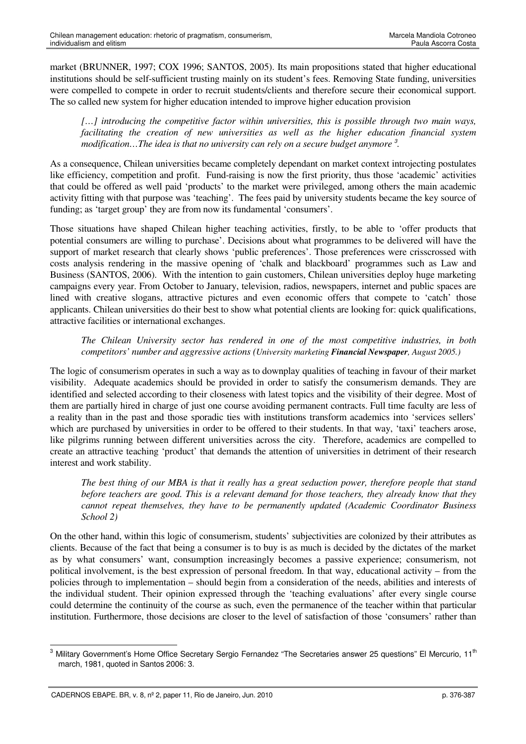market (BRUNNER, 1997; COX 1996; SANTOS, 2005). Its main propositions stated that higher educational institutions should be self-sufficient trusting mainly on its student's fees. Removing State funding, universities were compelled to compete in order to recruit students/clients and therefore secure their economical support. The so called new system for higher education intended to improve higher education provision

> *[…] introducing the competitive factor within universities, this is possible through two main ways, facilitating the creation of new universities as well as the higher education financial system modification…The idea is that no university can rely on a secure budget anymore* [3]*.*

As a consequence, Chilean universities became completely dependant on market context introjecting postulates like efficiency, competition and profit. Fund-raising is now the first priority, thus those 'academic' activities that could be offered as well paid 'products' to the market were privileged, among others the main academic activity fitting with that purpose was 'teaching'. The fees paid by university students became the key source of funding; as 'target group' they are from now its fundamental 'consumers'.

Those situations have shaped Chilean higher teaching activities, firstly, to be able to 'offer products that potential consumers are willing to purchase'. Decisions about what programmes to be delivered will have the support of market research that clearly shows 'public preferences'. Those preferences were crisscrossed with costs analysis rendering in the massive opening of 'chalk and blackboard' programmes such as Law and Business (SANTOS, 2006). With the intention to gain customers, Chilean universities deploy huge marketing campaigns every year. From October to January, television, radios, newspapers, internet and public spaces are lined with creative slogans, attractive pictures and even economic offers that compete to 'catch' those applicants. Chilean universities do their best to show what potential clients are looking for: quick qualifications, attractive facilities or international exchanges.

> *The Chilean University sector has rendered in one of the most competitive industries, in both competitors' number and aggressive actions (University marketing* ***Financial Newspaper****, August 2005.)*

The logic of consumerism operates in such a way as to downplay qualities of teaching in favour of their market visibility. Adequate academics should be provided in order to satisfy the consumerism demands. They are identified and selected according to their closeness with latest topics and the visibility of their degree. Most of them are partially hired in charge of just one course avoiding permanent contracts. Full time faculty are less of a reality than in the past and those sporadic ties with institutions transform academics into 'services sellers' which are purchased by universities in order to be offered to their students. In that way, 'taxi' teachers arose, like pilgrims running between different universities across the city. Therefore, academics are compelled to create an attractive teaching 'product' that demands the attention of universities in detriment of their research interest and work stability.

> *The best thing of our MBA is that it really has a great seduction power, therefore people that stand before teachers are good. This is a relevant demand for those teachers, they already know that they cannot repeat themselves, they have to be permanently updated (Academic Coordinator Business School 2)*

On the other hand, within this logic of consumerism, students' subjectivities are colonized by their attributes as clients. Because of the fact that being a consumer is to buy is as much is decided by the dictates of the market as by what consumers' want, consumption increasingly becomes a passive experience; consumerism, not political involvement, is the best expression of personal freedom. In that way, educational activity – from the policies through to implementation – should begin from a consideration of the needs, abilities and interests of the individual student. Their opinion expressed through the 'teaching evaluations' after every single course could determine the continuity of the course as such, even the permanence of the teacher within that particular institution. Furthermore, those decisions are closer to the level of satisfaction of those 'consumers' rather than

[3] Military Government's Home Office Secretary Sergio Fernandez "The Secretaries answer 25 questions" El Mercurio, 11th march, 1981, quoted in Santos 2006: 3.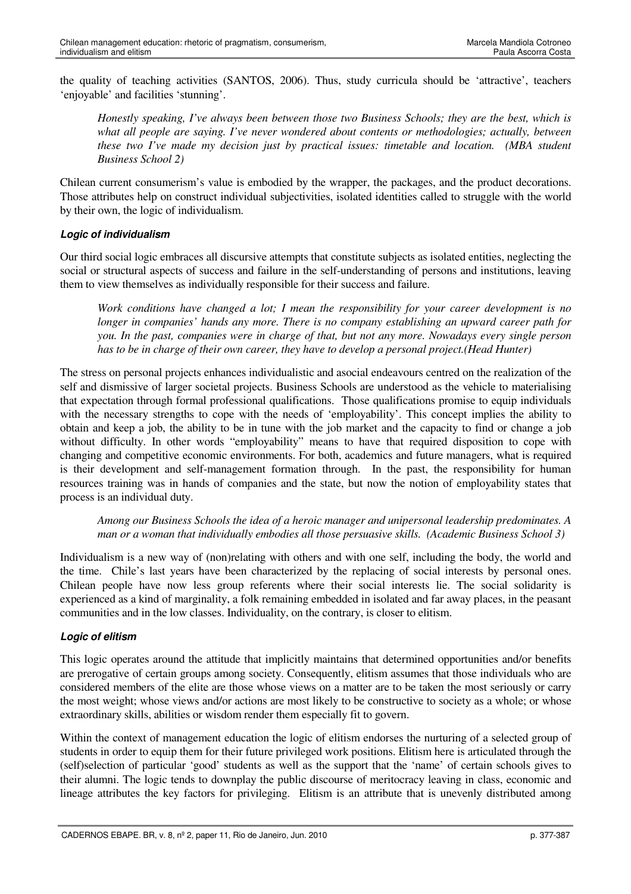the quality of teaching activities (SANTOS, 2006). Thus, study curricula should be 'attractive', teachers 'enjoyable' and facilities 'stunning'.

> *Honestly speaking, I've always been between those two Business Schools; they are the best, which is what all people are saying. I've never wondered about contents or methodologies; actually, between these two I've made my decision just by practical issues: timetable and location. (MBA student Business School 2)*

Chilean current consumerism's value is embodied by the wrapper, the packages, and the product decorations. Those attributes help on construct individual subjectivities, isolated identities called to struggle with the world by their own, the logic of individualism.

#### *Logic of individualism*

Our third social logic embraces all discursive attempts that constitute subjects as isolated entities, neglecting the social or structural aspects of success and failure in the self-understanding of persons and institutions, leaving them to view themselves as individually responsible for their success and failure.

> *Work conditions have changed a lot; I mean the responsibility for your career development is no longer in companies' hands any more. There is no company establishing an upward career path for you. In the past, companies were in charge of that, but not any more. Nowadays every single person has to be in charge of their own career, they have to develop a personal project.(Head Hunter)*

The stress on personal projects enhances individualistic and asocial endeavours centred on the realization of the self and dismissive of larger societal projects. Business Schools are understood as the vehicle to materialising that expectation through formal professional qualifications. Those qualifications promise to equip individuals with the necessary strengths to cope with the needs of 'employability'. This concept implies the ability to obtain and keep a job, the ability to be in tune with the job market and the capacity to find or change a job without difficulty. In other words "employability" means to have that required disposition to cope with changing and competitive economic environments. For both, academics and future managers, what is required is their development and self-management formation through. In the past, the responsibility for human resources training was in hands of companies and the state, but now the notion of employability states that process is an individual duty.

> *Among our Business Schools the idea of a heroic manager and unipersonal leadership predominates. A man or a woman that individually embodies all those persuasive skills. (Academic Business School 3)*

Individualism is a new way of (non)relating with others and with one self, including the body, the world and the time. Chile's last years have been characterized by the replacing of social interests by personal ones. Chilean people have now less group referents where their social interests lie. The social solidarity is experienced as a kind of marginality, a folk remaining embedded in isolated and far away places, in the peasant communities and in the low classes. Individuality, on the contrary, is closer to elitism.

#### *Logic of elitism*

This logic operates around the attitude that implicitly maintains that determined opportunities and/or benefits are prerogative of certain groups among society. Consequently, elitism assumes that those individuals who are considered members of the elite are those whose views on a matter are to be taken the most seriously or carry the most weight; whose views and/or actions are most likely to be constructive to society as a whole; or whose extraordinary skills, abilities or wisdom render them especially fit to govern.

Within the context of management education the logic of elitism endorses the nurturing of a selected group of students in order to equip them for their future privileged work positions. Elitism here is articulated through the (self)selection of particular 'good' students as well as the support that the 'name' of certain schools gives to their alumni. The logic tends to downplay the public discourse of meritocracy leaving in class, economic and lineage attributes the key factors for privileging. Elitism is an attribute that is unevenly distributed among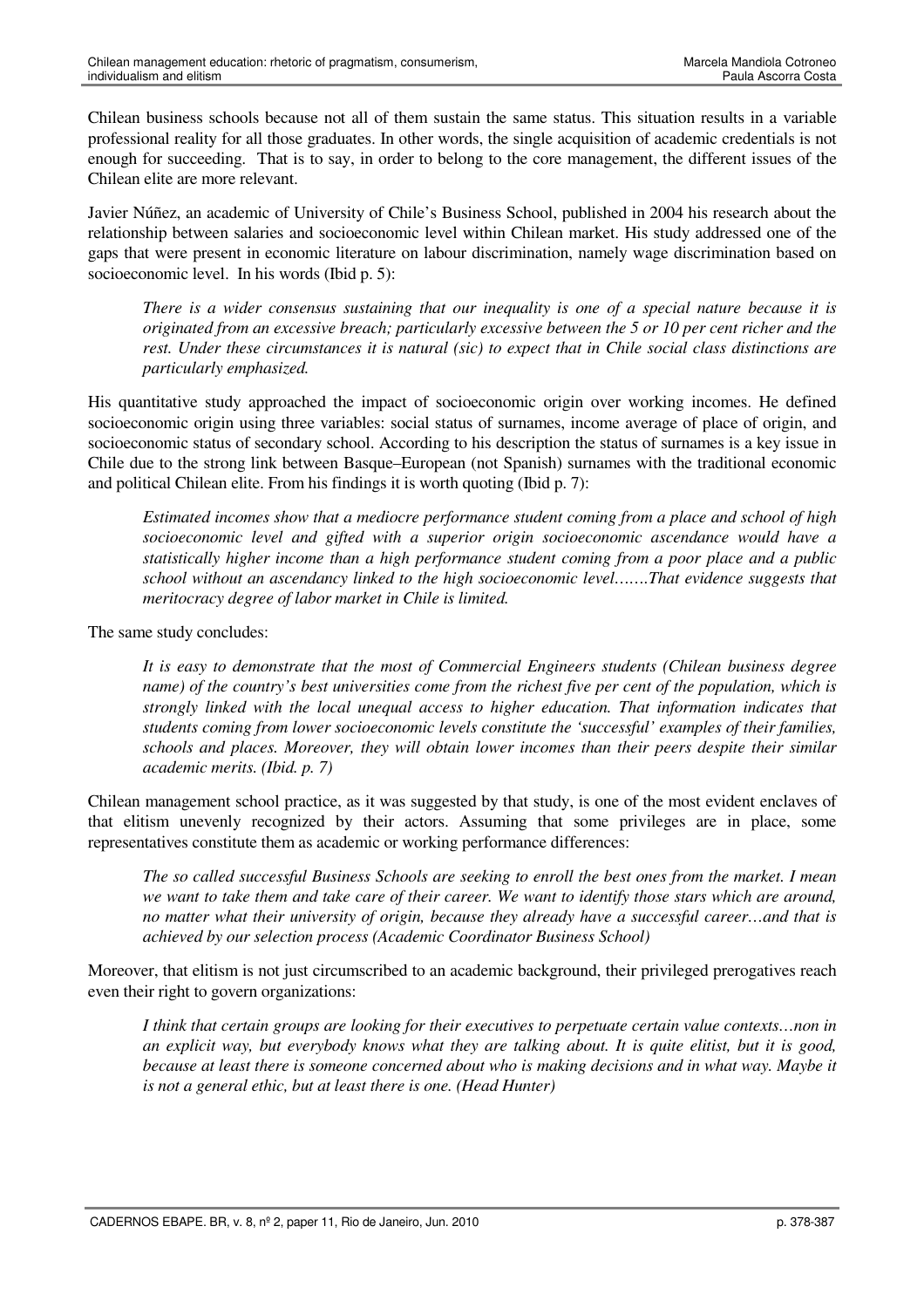Chilean business schools because not all of them sustain the same status. This situation results in a variable professional reality for all those graduates. In other words, the single acquisition of academic credentials is not enough for succeeding. That is to say, in order to belong to the core management, the different issues of the Chilean elite are more relevant.

Javier Núñez, an academic of University of Chile's Business School, published in 2004 his research about the relationship between salaries and socioeconomic level within Chilean market. His study addressed one of the gaps that were present in economic literature on labour discrimination, namely wage discrimination based on socioeconomic level. In his words (Ibid p. 5):

> *There is a wider consensus sustaining that our inequality is one of a special nature because it is originated from an excessive breach; particularly excessive between the 5 or 10 per cent richer and the rest. Under these circumstances it is natural (sic) to expect that in Chile social class distinctions are particularly emphasized.*

His quantitative study approached the impact of socioeconomic origin over working incomes. He defined socioeconomic origin using three variables: social status of surnames, income average of place of origin, and socioeconomic status of secondary school. According to his description the status of surnames is a key issue in Chile due to the strong link between Basque–European (not Spanish) surnames with the traditional economic and political Chilean elite. From his findings it is worth quoting (Ibid p. 7):

> *Estimated incomes show that a mediocre performance student coming from a place and school of high socioeconomic level and gifted with a superior origin socioeconomic ascendance would have a statistically higher income than a high performance student coming from a poor place and a public school without an ascendancy linked to the high socioeconomic level…….That evidence suggests that meritocracy degree of labor market in Chile is limited.*

The same study concludes:

> *It is easy to demonstrate that the most of Commercial Engineers students (Chilean business degree name) of the country's best universities come from the richest five per cent of the population, which is strongly linked with the local unequal access to higher education. That information indicates that students coming from lower socioeconomic levels constitute the 'successful' examples of their families, schools and places. Moreover, they will obtain lower incomes than their peers despite their similar academic merits. (Ibid. p. 7)*

Chilean management school practice, as it was suggested by that study, is one of the most evident enclaves of that elitism unevenly recognized by their actors. Assuming that some privileges are in place, some representatives constitute them as academic or working performance differences:

> *The so called successful Business Schools are seeking to enroll the best ones from the market. I mean we want to take them and take care of their career. We want to identify those stars which are around, no matter what their university of origin, because they already have a successful career…and that is achieved by our selection process (Academic Coordinator Business School)*

Moreover, that elitism is not just circumscribed to an academic background, their privileged prerogatives reach even their right to govern organizations:

> *I think that certain groups are looking for their executives to perpetuate certain value contexts…non in an explicit way, but everybody knows what they are talking about. It is quite elitist, but it is good, because at least there is someone concerned about who is making decisions and in what way. Maybe it is not a general ethic, but at least there is one. (Head Hunter)*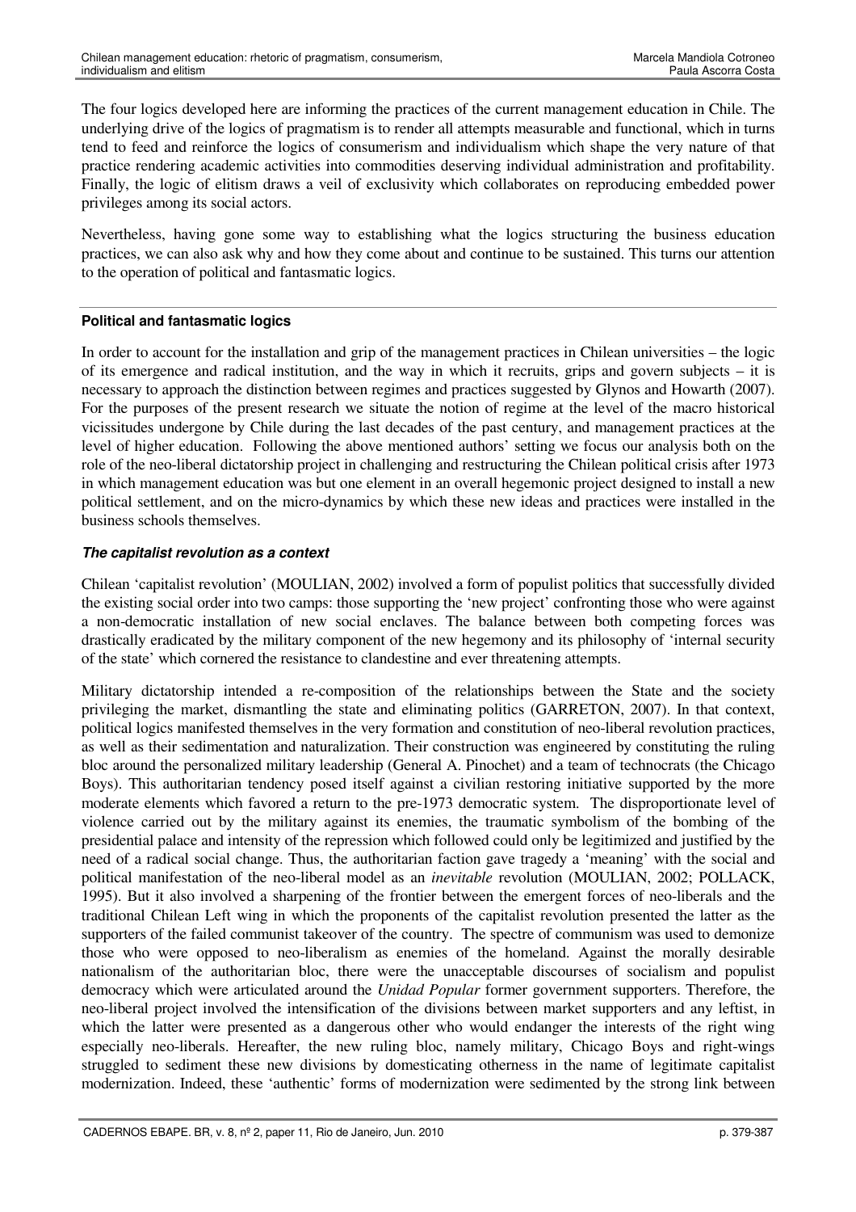The four logics developed here are informing the practices of the current management education in Chile. The underlying drive of the logics of pragmatism is to render all attempts measurable and functional, which in turns tend to feed and reinforce the logics of consumerism and individualism which shape the very nature of that practice rendering academic activities into commodities deserving individual administration and profitability. Finally, the logic of elitism draws a veil of exclusivity which collaborates on reproducing embedded power privileges among its social actors.

Nevertheless, having gone some way to establishing what the logics structuring the business education practices, we can also ask why and how they come about and continue to be sustained. This turns our attention to the operation of political and fantasmatic logics.

### Political and fantasmatic logics

In order to account for the installation and grip of the management practices in Chilean universities – the logic of its emergence and radical institution, and the way in which it recruits, grips and govern subjects – it is necessary to approach the distinction between regimes and practices suggested by Glynos and Howarth (2007). For the purposes of the present research we situate the notion of regime at the level of the macro historical vicissitudes undergone by Chile during the last decades of the past century, and management practices at the level of higher education. Following the above mentioned authors' setting we focus our analysis both on the role of the neo-liberal dictatorship project in challenging and restructuring the Chilean political crisis after 1973 in which management education was but one element in an overall hegemonic project designed to install a new political settlement, and on the micro-dynamics by which these new ideas and practices were installed in the business schools themselves.

#### *The capitalist revolution as a context*

Chilean 'capitalist revolution' (MOULIAN, 2002) involved a form of populist politics that successfully divided the existing social order into two camps: those supporting the 'new project' confronting those who were against a non-democratic installation of new social enclaves. The balance between both competing forces was drastically eradicated by the military component of the new hegemony and its philosophy of 'internal security of the state' which cornered the resistance to clandestine and ever threatening attempts.

Military dictatorship intended a re-composition of the relationships between the State and the society privileging the market, dismantling the state and eliminating politics (GARRETON, 2007). In that context, political logics manifested themselves in the very formation and constitution of neo-liberal revolution practices, as well as their sedimentation and naturalization. Their construction was engineered by constituting the ruling bloc around the personalized military leadership (General A. Pinochet) and a team of technocrats (the Chicago Boys). This authoritarian tendency posed itself against a civilian restoring initiative supported by the more moderate elements which favored a return to the pre-1973 democratic system. The disproportionate level of violence carried out by the military against its enemies, the traumatic symbolism of the bombing of the presidential palace and intensity of the repression which followed could only be legitimized and justified by the need of a radical social change. Thus, the authoritarian faction gave tragedy a 'meaning' with the social and political manifestation of the neo-liberal model as an *inevitable* revolution (MOULIAN, 2002; POLLACK, 1995). But it also involved a sharpening of the frontier between the emergent forces of neo-liberals and the traditional Chilean Left wing in which the proponents of the capitalist revolution presented the latter as the supporters of the failed communist takeover of the country. The spectre of communism was used to demonize those who were opposed to neo-liberalism as enemies of the homeland. Against the morally desirable nationalism of the authoritarian bloc, there were the unacceptable discourses of socialism and populist democracy which were articulated around the *Unidad Popular* former government supporters. Therefore, the neo-liberal project involved the intensification of the divisions between market supporters and any leftist, in which the latter were presented as a dangerous other who would endanger the interests of the right wing especially neo-liberals. Hereafter, the new ruling bloc, namely military, Chicago Boys and right-wings struggled to sediment these new divisions by domesticating otherness in the name of legitimate capitalist modernization. Indeed, these 'authentic' forms of modernization were sedimented by the strong link between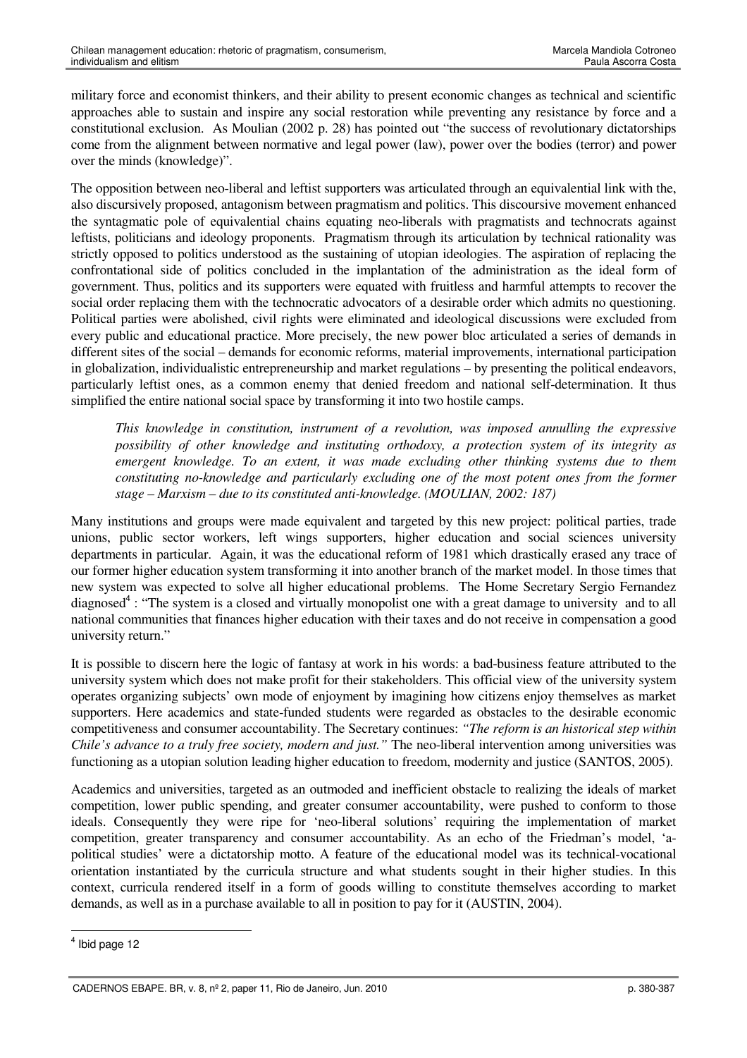military force and economist thinkers, and their ability to present economic changes as technical and scientific approaches able to sustain and inspire any social restoration while preventing any resistance by force and a constitutional exclusion. As Moulian (2002 p. 28) has pointed out "the success of revolutionary dictatorships come from the alignment between normative and legal power (law), power over the bodies (terror) and power over the minds (knowledge)".

The opposition between neo-liberal and leftist supporters was articulated through an equivalential link with the, also discursively proposed, antagonism between pragmatism and politics. This discursive movement enhanced the syntagmatic pole of equivalential chains equating neo-liberals with pragmatists and technocrats against leftists, politicians and ideology proponents. Pragmatism through its articulation by technical rationality was strictly opposed to politics understood as the sustaining of utopian ideologies. The aspiration of replacing the confrontational side of politics concluded in the implantation of the administration as the ideal form of government. Thus, politics and its supporters were equated with fruitless and harmful attempts to recover the social order replacing them with the technocratic advocators of a desirable order which admits no questioning. Political parties were abolished, civil rights were eliminated and ideological discussions were excluded from every public and educational practice. More precisely, the new power bloc articulated a series of demands in different sites of the social – demands for economic reforms, material improvements, international participation in globalization, individualistic entrepreneurship and market regulations – by presenting the political endeavors, particularly leftist ones, as a common enemy that denied freedom and national self-determination. It thus simplified the entire national social space by transforming it into two hostile camps.

> *This knowledge in constitution, instrument of a revolution, was imposed annulling the expressive possibility of other knowledge and instituting orthodoxy, a protection system of its integrity as emergent knowledge. To an extent, it was made excluding other thinking systems due to them constituting no-knowledge and particularly excluding one of the most potent ones from the former stage – Marxism – due to its constituted anti-knowledge. (MOULIAN, 2002: 187)*

Many institutions and groups were made equivalent and targeted by this new project: political parties, trade unions, public sector workers, left wings supporters, higher education and social sciences university departments in particular. Again, it was the educational reform of 1981 which drastically erased any trace of our former higher education system transforming it into another branch of the market model. In those times that new system was expected to solve all higher educational problems. The Home Secretary Sergio Fernandez diagnosed[4] : "The system is a closed and virtually monopolist one with a great damage to university and to all national communities that finances higher education with their taxes and do not receive in compensation a good university return."

It is possible to discern here the logic of fantasy at work in his words: a bad-business feature attributed to the university system which does not make profit for their stakeholders. This official view of the university system operates organizing subjects' own mode of enjoyment by imagining how citizens enjoy themselves as market supporters. Here academics and state-funded students were regarded as obstacles to the desirable economic competitiveness and consumer accountability. The Secretary continues: *"The reform is an historical step within Chile's advance to a truly free society, modern and just."* The neo-liberal intervention among universities was functioning as a utopian solution leading higher education to freedom, modernity and justice (SANTOS, 2005).

Academics and universities, targeted as an outmoded and inefficient obstacle to realizing the ideals of market competition, lower public spending, and greater consumer accountability, were pushed to conform to those ideals. Consequently they were ripe for 'neo-liberal solutions' requiring the implementation of market competition, greater transparency and consumer accountability. As an echo of the Friedman's model, 'a-political studies' were a dictatorship motto. A feature of the educational model was its technical-vocational orientation instantiated by the curricula structure and what students sought in their higher studies. In this context, curricula rendered itself in a form of goods willing to constitute themselves according to market demands, as well as in a purchase available to all in position to pay for it (AUSTIN, 2004).

---

[4] Ibid page 12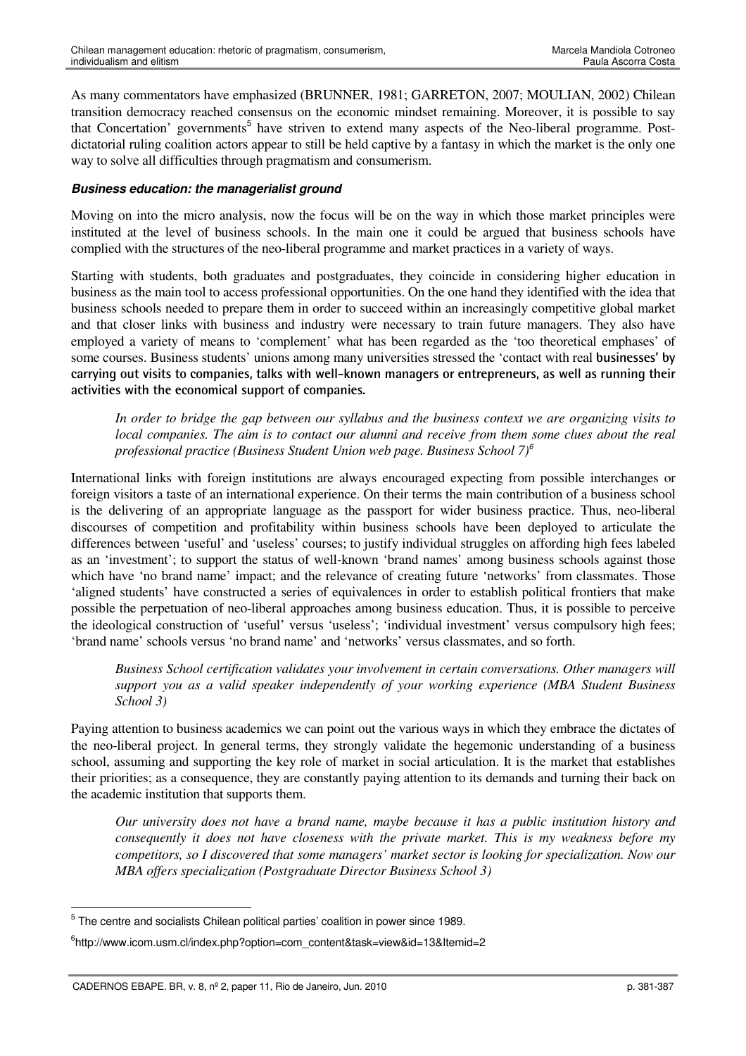As many commentators have emphasized (BRUNNER, 1981; GARRETON, 2007; MOULIAN, 2002) Chilean transition democracy reached consensus on the economic mindset remaining. Moreover, it is possible to say that Concertation' governments[5] have striven to extend many aspects of the Neo-liberal programme. Post-dictatorial ruling coalition actors appear to still be held captive by a fantasy in which the market is the only one way to solve all difficulties through pragmatism and consumerism.

#### *Business education: the managerialist ground*

Moving on into the micro analysis, now the focus will be on the way in which those market principles were instituted at the level of business schools. In the main one it could be argued that business schools have complied with the structures of the neo-liberal programme and market practices in a variety of ways.

Starting with students, both graduates and postgraduates, they coincide in considering higher education in business as the main tool to access professional opportunities. On the one hand they identified with the idea that business schools needed to prepare them in order to succeed within an increasingly competitive global market and that closer links with business and industry were necessary to train future managers. They also have employed a variety of means to 'complement' what has been regarded as the 'too theoretical emphases' of some courses. Business students' unions among many universities stressed the 'contact with real **businesses' by carrying out visits to companies, talks with well-known managers or entrepreneurs, as well as running their activities with the economical support of companies.**

> *In order to bridge the gap between our syllabus and the business context we are organizing visits to local companies. The aim is to contact our alumni and receive from them some clues about the real professional practice (Business Student Union web page. Business School 7)*[6]

International links with foreign institutions are always encouraged expecting from possible interchanges or foreign visitors a taste of an international experience. On their terms the main contribution of a business school is the delivering of an appropriate language as the passport for wider business practice. Thus, neo-liberal discourses of competition and profitability within business schools have been deployed to articulate the differences between 'useful' and 'useless' courses; to justify individual struggles on affording high fees labeled as an 'investment'; to support the status of well-known 'brand names' among business schools against those which have 'no brand name' impact; and the relevance of creating future 'networks' from classmates. Those 'aligned students' have constructed a series of equivalences in order to establish political frontiers that make possible the perpetuation of neo-liberal approaches among business education. Thus, it is possible to perceive the ideological construction of 'useful' versus 'useless'; 'individual investment' versus compulsory high fees; 'brand name' schools versus 'no brand name' and 'networks' versus classmates, and so forth.

> *Business School certification validates your involvement in certain conversations. Other managers will support you as a valid speaker independently of your working experience (MBA Student Business School 3)*

Paying attention to business academics we can point out the various ways in which they embrace the dictates of the neo-liberal project. In general terms, they strongly validate the hegemonic understanding of a business school, assuming and supporting the key role of market in social articulation. It is the market that establishes their priorities; as a consequence, they are constantly paying attention to its demands and turning their back on the academic institution that supports them.

> *Our university does not have a brand name, maybe because it has a public institution history and consequently it does not have closeness with the private market. This is my weakness before my competitors, so I discovered that some managers' market sector is looking for specialization. Now our MBA offers specialization (Postgraduate Director Business School 3)*

---

[5] The centre and socialists Chilean political parties' coalition in power since 1989.

[6] http://www.icom.usm.cl/index.php?option=com_content&task=view&id=13&Itemid=2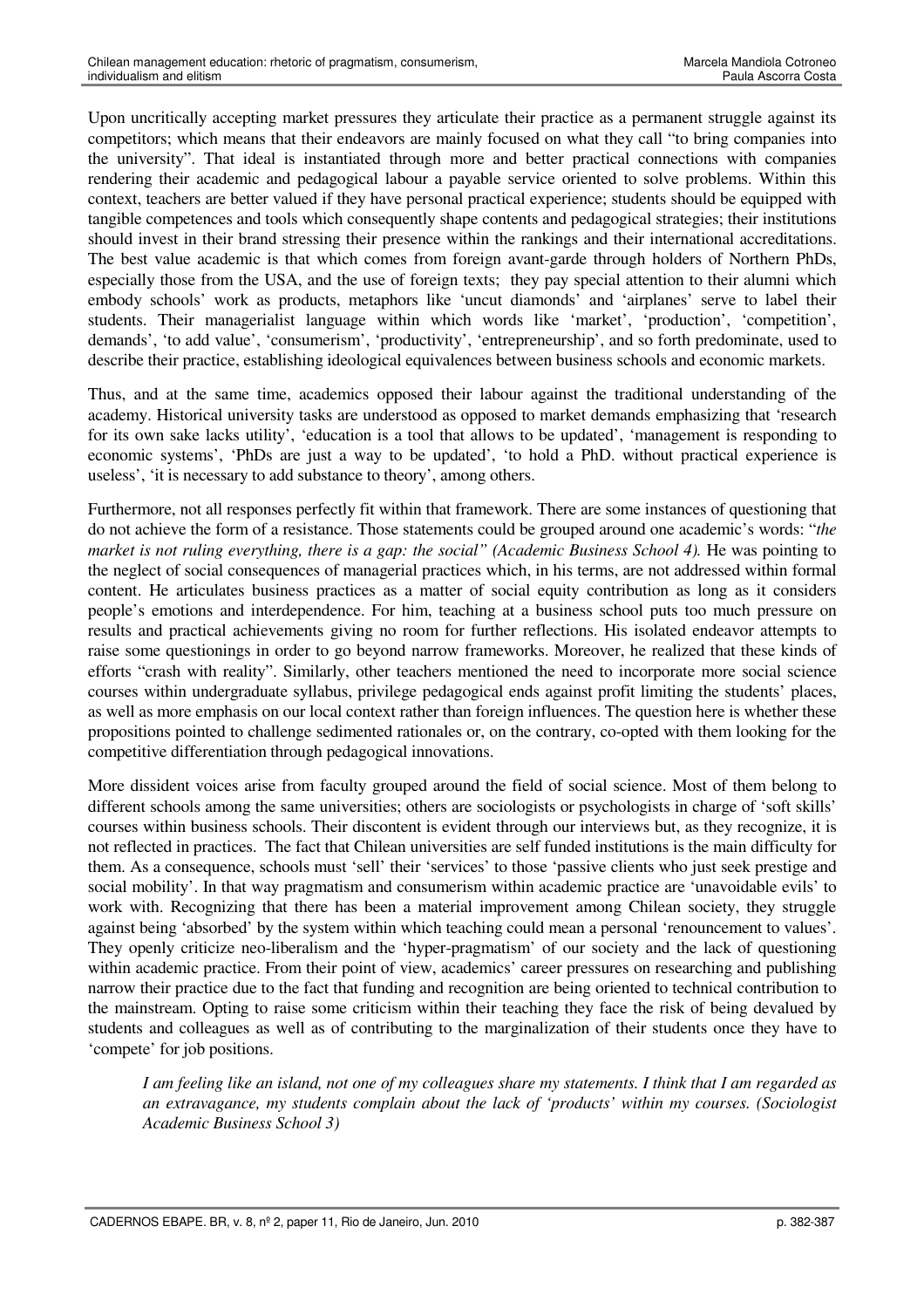Upon uncritically accepting market pressures they articulate their practice as a permanent struggle against its competitors; which means that their endeavors are mainly focused on what they call "to bring companies into the university". That ideal is instantiated through more and better practical connections with companies rendering their academic and pedagogical labour a payable service oriented to solve problems. Within this context, teachers are better valued if they have personal practical experience; students should be equipped with tangible competences and tools which consequently shape contents and pedagogical strategies; their institutions should invest in their brand stressing their presence within the rankings and their international accreditations. The best value academic is that which comes from foreign avant-garde through holders of Northern PhDs, especially those from the USA, and the use of foreign texts; they pay special attention to their alumni which embody schools' work as products, metaphors like 'uncut diamonds' and 'airplanes' serve to label their students. Their managerialist language within which words like 'market', 'production', 'competition', demands', 'to add value', 'consumerism', 'productivity', 'entrepreneurship', and so forth predominate, used to describe their practice, establishing ideological equivalences between business schools and economic markets.

Thus, and at the same time, academics opposed their labour against the traditional understanding of the academy. Historical university tasks are understood as opposed to market demands emphasizing that 'research for its own sake lacks utility', 'education is a tool that allows to be updated', 'management is responding to economic systems', 'PhDs are just a way to be updated', 'to hold a PhD. without practical experience is useless', 'it is necessary to add substance to theory', among others.

Furthermore, not all responses perfectly fit within that framework. There are some instances of questioning that do not achieve the form of a resistance. Those statements could be grouped around one academic's words: "*the market is not ruling everything, there is a gap: the social" (Academic Business School 4).* He was pointing to the neglect of social consequences of managerial practices which, in his terms, are not addressed within formal content. He articulates business practices as a matter of social equity contribution as long as it considers people's emotions and interdependence. For him, teaching at a business school puts too much pressure on results and practical achievements giving no room for further reflections. His isolated endeavor attempts to raise some questionings in order to go beyond narrow frameworks. Moreover, he realized that these kinds of efforts "crash with reality". Similarly, other teachers mentioned the need to incorporate more social science courses within undergraduate syllabus, privilege pedagogical ends against profit limiting the students' places, as well as more emphasis on our local context rather than foreign influences. The question here is whether these propositions pointed to challenge sedimented rationales or, on the contrary, co-opted with them looking for the competitive differentiation through pedagogical innovations.

More dissident voices arise from faculty grouped around the field of social science. Most of them belong to different schools among the same universities; others are sociologists or psychologists in charge of 'soft skills' courses within business schools. Their discontent is evident through our interviews but, as they recognize, it is not reflected in practices. The fact that Chilean universities are self funded institutions is the main difficulty for them. As a consequence, schools must 'sell' their 'services' to those 'passive clients who just seek prestige and social mobility'. In that way pragmatism and consumerism within academic practice are 'unavoidable evils' to work with. Recognizing that there has been a material improvement among Chilean society, they struggle against being 'absorbed' by the system within which teaching could mean a personal 'renouncement to values'. They openly criticize neo-liberalism and the 'hyper-pragmatism' of our society and the lack of questioning within academic practice. From their point of view, academics' career pressures on researching and publishing narrow their practice due to the fact that funding and recognition are being oriented to technical contribution to the mainstream. Opting to raise some criticism within their teaching they face the risk of being devalued by students and colleagues as well as of contributing to the marginalization of their students once they have to 'compete' for job positions.

> *I am feeling like an island, not one of my colleagues share my statements. I think that I am regarded as an extravagance, my students complain about the lack of 'products' within my courses. (Sociologist Academic Business School 3)*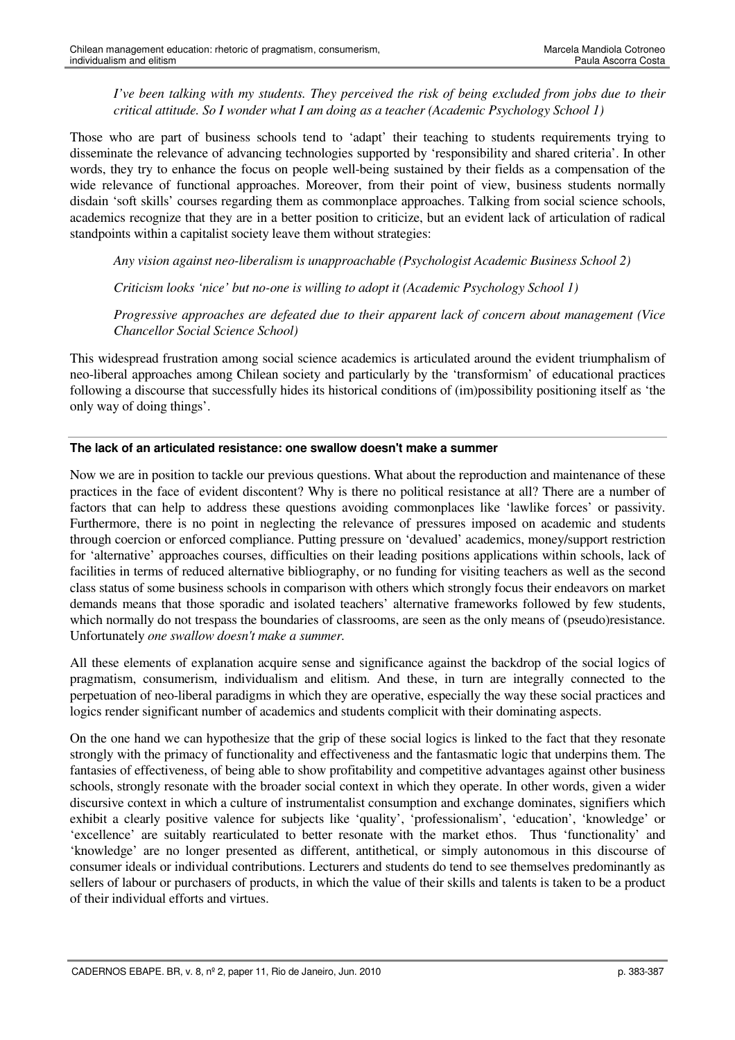*I've been talking with my students. They perceived the risk of being excluded from jobs due to their critical attitude. So I wonder what I am doing as a teacher (Academic Psychology School 1)*

Those who are part of business schools tend to 'adapt' their teaching to students requirements trying to disseminate the relevance of advancing technologies supported by 'responsibility and shared criteria'. In other words, they try to enhance the focus on people well-being sustained by their fields as a compensation of the wide relevance of functional approaches. Moreover, from their point of view, business students normally disdain 'soft skills' courses regarding them as commonplace approaches. Talking from social science schools, academics recognize that they are in a better position to criticize, but an evident lack of articulation of radical standpoints within a capitalist society leave them without strategies:

*Any vision against neo-liberalism is unapproachable (Psychologist Academic Business School 2)*

*Criticism looks 'nice' but no-one is willing to adopt it (Academic Psychology School 1)*

*Progressive approaches are defeated due to their apparent lack of concern about management (Vice Chancellor Social Science School)*

This widespread frustration among social science academics is articulated around the evident triumphalism of neo-liberal approaches among Chilean society and particularly by the 'transformism' of educational practices following a discourse that successfully hides its historical conditions of (im)possibility positioning itself as 'the only way of doing things'.

## The lack of an articulated resistance: one swallow doesn't make a summer

Now we are in position to tackle our previous questions. What about the reproduction and maintenance of these practices in the face of evident discontent? Why is there no political resistance at all? There are a number of factors that can help to address these questions avoiding commonplaces like 'lawlike forces' or passivity. Furthermore, there is no point in neglecting the relevance of pressures imposed on academic and students through coercion or enforced compliance. Putting pressure on 'devalued' academics, money/support restriction for 'alternative' approaches courses, difficulties on their leading positions applications within schools, lack of facilities in terms of reduced alternative bibliography, or no funding for visiting teachers as well as the second class status of some business schools in comparison with others which strongly focus their endeavors on market demands means that those sporadic and isolated teachers' alternative frameworks followed by few students, which normally do not trespass the boundaries of classrooms, are seen as the only means of (pseudo)resistance. Unfortunately *one swallow doesn't make a summer*.

All these elements of explanation acquire sense and significance against the backdrop of the social logics of pragmatism, consumerism, individualism and elitism. And these, in turn are integrally connected to the perpetuation of neo-liberal paradigms in which they are operative, especially the way these social practices and logics render significant number of academics and students complicit with their dominating aspects.

On the one hand we can hypothesize that the grip of these social logics is linked to the fact that they resonate strongly with the primacy of functionality and effectiveness and the fantasmatic logic that underpins them. The fantasies of effectiveness, of being able to show profitability and competitive advantages against other business schools, strongly resonate with the broader social context in which they operate. In other words, given a wider discursive context in which a culture of instrumentalist consumption and exchange dominates, signifiers which exhibit a clearly positive valence for subjects like 'quality', 'professionalism', 'education', 'knowledge' or 'excellence' are suitably rearticulated to better resonate with the market ethos. Thus 'functionality' and 'knowledge' are no longer presented as different, antithetical, or simply autonomous in this discourse of consumer ideals or individual contributions. Lecturers and students do tend to see themselves predominantly as sellers of labour or purchasers of products, in which the value of their skills and talents is taken to be a product of their individual efforts and virtues.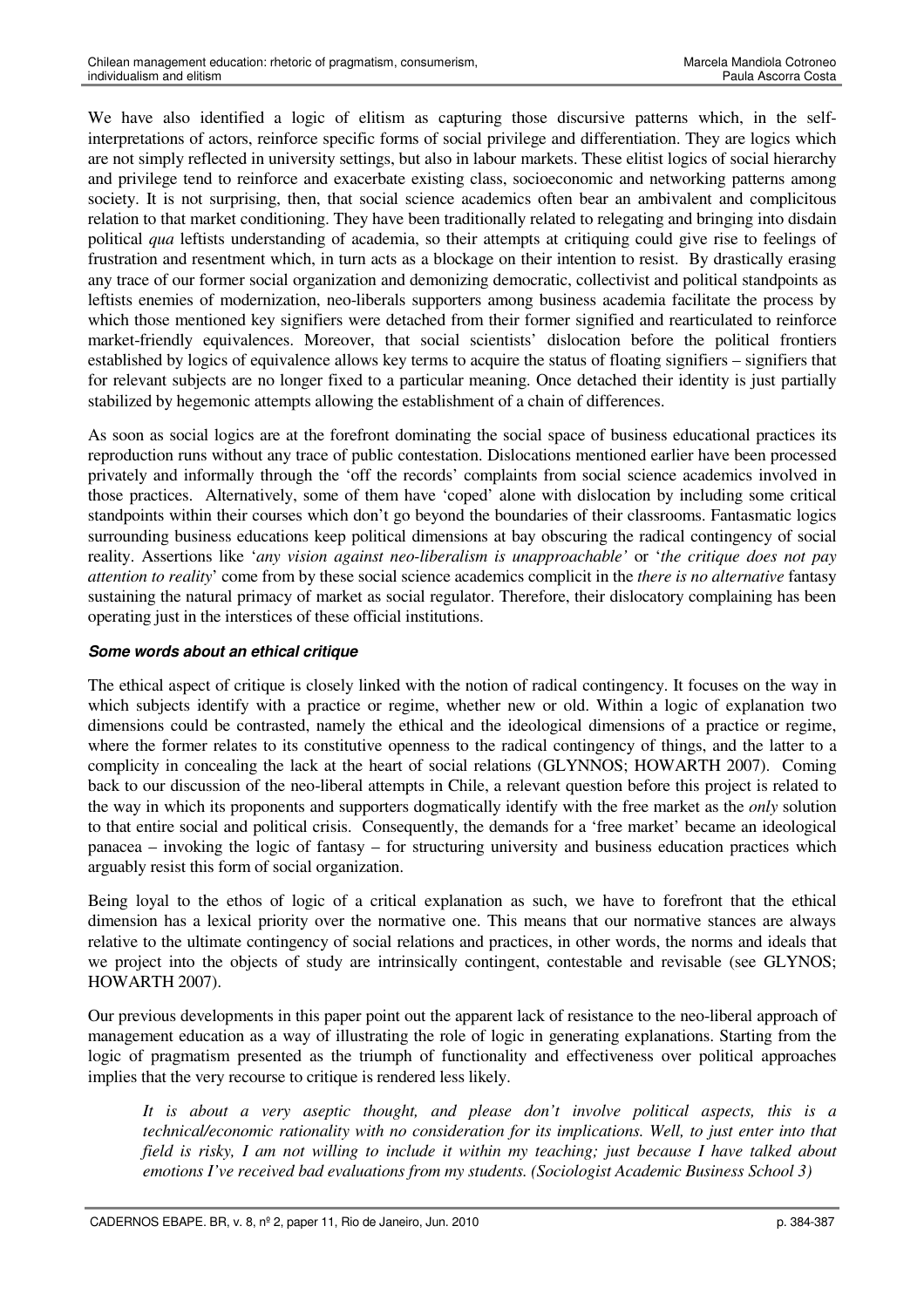We have also identified a logic of elitism as capturing those discursive patterns which, in the self-interpretations of actors, reinforce specific forms of social privilege and differentiation. They are logics which are not simply reflected in university settings, but also in labour markets. These elitist logics of social hierarchy and privilege tend to reinforce and exacerbate existing class, socioeconomic and networking patterns among society. It is not surprising, then, that social science academics often bear an ambivalent and complicitous relation to that market conditioning. They have been traditionally related to relegating and bringing into disdain political *qua* leftists understanding of academia, so their attempts at critiquing could give rise to feelings of frustration and resentment which, in turn acts as a blockage on their intention to resist. By drastically erasing any trace of our former social organization and demonizing democratic, collectivist and political standpoints as leftists enemies of modernization, neo-liberals supporters among business academia facilitate the process by which those mentioned key signifiers were detached from their former signified and rearticulated to reinforce market-friendly equivalences. Moreover, that social scientists' dislocation before the political frontiers established by logics of equivalence allows key terms to acquire the status of floating signifiers – signifiers that for relevant subjects are no longer fixed to a particular meaning. Once detached their identity is just partially stabilized by hegemonic attempts allowing the establishment of a chain of differences.

As soon as social logics are at the forefront dominating the social space of business educational practices its reproduction runs without any trace of public contestation. Dislocations mentioned earlier have been processed privately and informally through the 'off the records' complaints from social science academics involved in those practices. Alternatively, some of them have 'coped' alone with dislocation by including some critical standpoints within their courses which don't go beyond the boundaries of their classrooms. Fantasmatic logics surrounding business educations keep political dimensions at bay obscuring the radical contingency of social reality. Assertions like '*any vision against neo-liberalism is unapproachable*' or '*the critique does not pay attention to reality*' come from by these social science academics complicit in the *there is no alternative* fantasy sustaining the natural primacy of market as social regulator. Therefore, their dislocatory complaining has been operating just in the interstices of these official institutions.

### *Some words about an ethical critique*

The ethical aspect of critique is closely linked with the notion of radical contingency. It focuses on the way in which subjects identify with a practice or regime, whether new or old. Within a logic of explanation two dimensions could be contrasted, namely the ethical and the ideological dimensions of a practice or regime, where the former relates to its constitutive openness to the radical contingency of things, and the latter to a complicity in concealing the lack at the heart of social relations (GLYNNOS; HOWARTH 2007). Coming back to our discussion of the neo-liberal attempts in Chile, a relevant question before this project is related to the way in which its proponents and supporters dogmatically identify with the free market as the *only* solution to that entire social and political crisis. Consequently, the demands for a 'free market' became an ideological panacea – invoking the logic of fantasy – for structuring university and business education practices which arguably resist this form of social organization.

Being loyal to the ethos of logic of a critical explanation as such, we have to forefront that the ethical dimension has a lexical priority over the normative one. This means that our normative stances are always relative to the ultimate contingency of social relations and practices, in other words, the norms and ideals that we project into the objects of study are intrinsically contingent, contestable and revisable (see GLYNOS; HOWARTH 2007).

Our previous developments in this paper point out the apparent lack of resistance to the neo-liberal approach of management education as a way of illustrating the role of logic in generating explanations. Starting from the logic of pragmatism presented as the triumph of functionality and effectiveness over political approaches implies that the very recourse to critique is rendered less likely.

> *It is about a very aseptic thought, and please don't involve political aspects, this is a technical/economic rationality with no consideration for its implications. Well, to just enter into that field is risky, I am not willing to include it within my teaching; just because I have talked about emotions I've received bad evaluations from my students. (Sociologist Academic Business School 3)*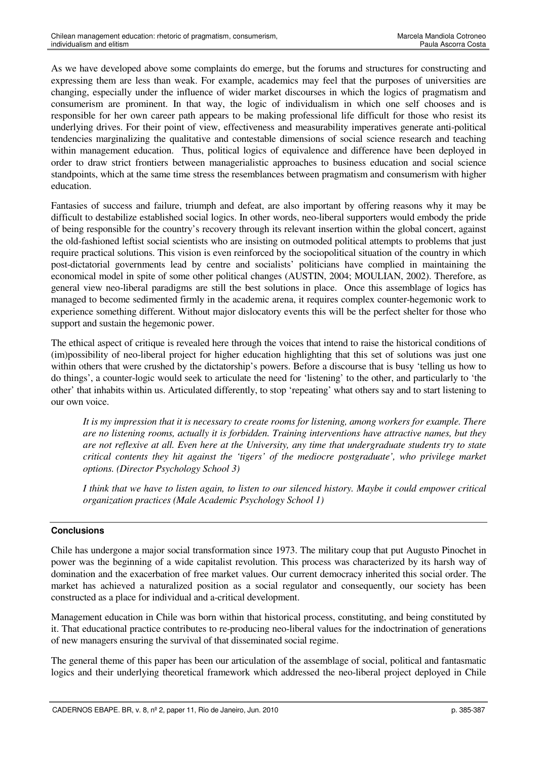As we have developed above some complaints do emerge, but the forums and structures for constructing and expressing them are less than weak. For example, academics may feel that the purposes of universities are changing, especially under the influence of wider market discourses in which the logics of pragmatism and consumerism are prominent. In that way, the logic of individualism in which one self chooses and is responsible for her own career path appears to be making professional life difficult for those who resist its underlying drives. For their point of view, effectiveness and measurability imperatives generate anti-political tendencies marginalizing the qualitative and contestable dimensions of social science research and teaching within management education. Thus, political logics of equivalence and difference have been deployed in order to draw strict frontiers between managerialistic approaches to business education and social science standpoints, which at the same time stress the resemblances between pragmatism and consumerism with higher education.

Fantasies of success and failure, triumph and defeat, are also important by offering reasons why it may be difficult to destabilize established social logics. In other words, neo-liberal supporters would embody the pride of being responsible for the country's recovery through its relevant insertion within the global concert, against the old-fashioned leftist social scientists who are insisting on outmoded political attempts to problems that just require practical solutions. This vision is even reinforced by the sociopolitical situation of the country in which post-dictatorial governments lead by centre and socialists' politicians have complied in maintaining the economical model in spite of some other political changes (AUSTIN, 2004; MOULIAN, 2002). Therefore, as general view neo-liberal paradigms are still the best solutions in place. Once this assemblage of logics has managed to become sedimented firmly in the academic arena, it requires complex counter-hegemonic work to experience something different. Without major dislocatory events this will be the perfect shelter for those who support and sustain the hegemonic power.

The ethical aspect of critique is revealed here through the voices that intend to raise the historical conditions of (im)possibility of neo-liberal project for higher education highlighting that this set of solutions was just one within others that were crushed by the dictatorship's powers. Before a discourse that is busy 'telling us how to do things', a counter-logic would seek to articulate the need for 'listening' to the other, and particularly to 'the other' that inhabits within us. Articulated differently, to stop 'repeating' what others say and to start listening to our own voice.

> *It is my impression that it is necessary to create rooms for listening, among workers for example. There are no listening rooms, actually it is forbidden. Training interventions have attractive names, but they are not reflexive at all. Even here at the University, any time that undergraduate students try to state critical contents they hit against the 'tigers' of the mediocre postgraduate', who privilege market options. (Director Psychology School 3)*

> *I think that we have to listen again, to listen to our silenced history. Maybe it could empower critical organization practices (Male Academic Psychology School 1)*

#### Conclusions

Chile has undergone a major social transformation since 1973. The military coup that put Augusto Pinochet in power was the beginning of a wide capitalist revolution. This process was characterized by its harsh way of domination and the exacerbation of free market values. Our current democracy inherited this social order. The market has achieved a naturalized position as a social regulator and consequently, our society has been constructed as a place for individual and a-critical development.

Management education in Chile was born within that historical process, constituting, and being constituted by it. That educational practice contributes to re-producing neo-liberal values for the indoctrination of generations of new managers ensuring the survival of that disseminated social regime.

The general theme of this paper has been our articulation of the assemblage of social, political and fantasmatic logics and their underlying theoretical framework which addressed the neo-liberal project deployed in Chile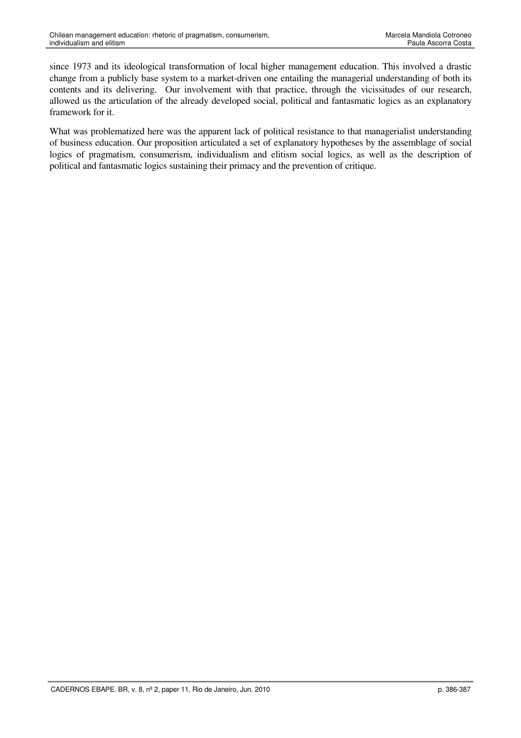since 1973 and its ideological transformation of local higher management education. This involved a drastic change from a publicly base system to a market-driven one entailing the managerial understanding of both its contents and its delivering. Our involvement with that practice, through the vicissitudes of our research, allowed us the articulation of the already developed social, political and fantasmatic logics as an explanatory framework for it.

What was problematized here was the apparent lack of political resistance to that managerialist understanding of business education. Our proposition articulated a set of explanatory hypotheses by the assemblage of social logics of pragmatism, consumerism, individualism and elitism social logics, as well as the description of political and fantasmatic logics sustaining their primacy and the prevention of critique.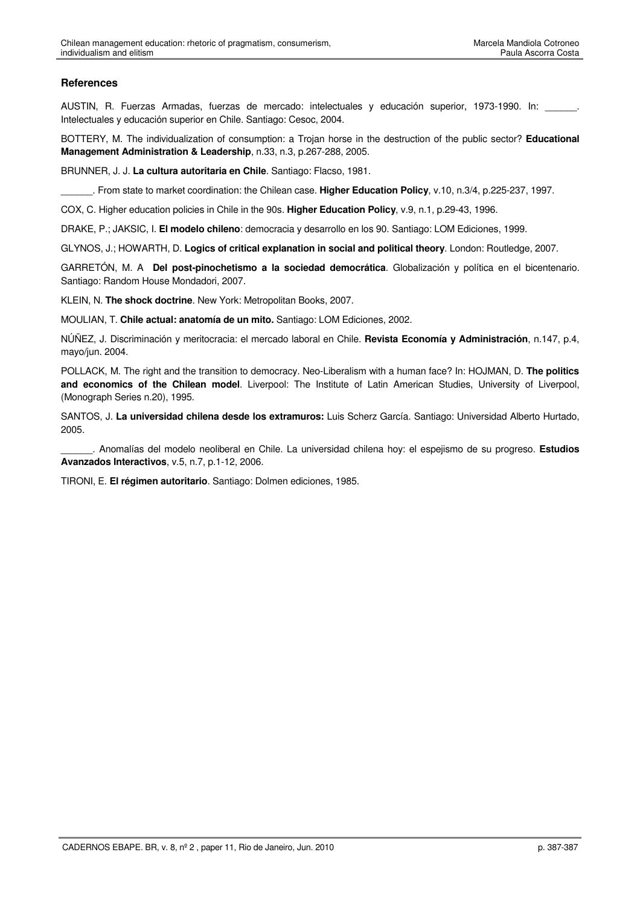### References

AUSTIN, R. Fuerzas Armadas, fuerzas de mercado: intelectuales y educación superior, 1973-1990. In: ______. Intelectuales y educación superior en Chile. Santiago: Cesoc, 2004.

BOTTERY, M. The individualization of consumption: a Trojan horse in the destruction of the public sector? **Educational Management Administration & Leadership**, n.33, n.3, p.267-288, 2005.

BRUNNER, J. J. **La cultura autoritaria en Chile**. Santiago: Flacso, 1981.

______. From state to market coordination: the Chilean case. **Higher Education Policy**, v.10, n.3/4, p.225-237, 1997.

COX, C. Higher education policies in Chile in the 90s. **Higher Education Policy**, v.9, n.1, p.29-43, 1996.

DRAKE, P.; JAKSIC, I. **El modelo chileno**: democracia y desarrollo en los 90. Santiago: LOM Ediciones, 1999.

GLYNOS, J.; HOWARTH, D. **Logics of critical explanation in social and political theory**. London: Routledge, 2007.

GARRETÓN, M. A **Del post-pinochetismo a la sociedad democrática**. Globalización y política en el bicentenario. Santiago: Random House Mondadori, 2007.

KLEIN, N. **The shock doctrine**. New York: Metropolitan Books, 2007.

MOULIAN, T. **Chile actual: anatomía de un mito.** Santiago: LOM Ediciones, 2002.

NÚÑEZ, J. Discriminación y meritocracia: el mercado laboral en Chile. **Revista Economía y Administración**, n.147, p.4, mayo/jun. 2004.

POLLACK, M. The right and the transition to democracy. Neo-Liberalism with a human face? In: HOJMAN, D. **The politics and economics of the Chilean model**. Liverpool: The Institute of Latin American Studies, University of Liverpool, (Monograph Series n.20), 1995.

SANTOS, J. **La universidad chilena desde los extramuros:** Luis Scherz García. Santiago: Universidad Alberto Hurtado, 2005.

______. Anomalías del modelo neoliberal en Chile. La universidad chilena hoy: el espejismo de su progreso. **Estudios Avanzados Interactivos**, v.5, n.7, p.1-12, 2006.

TIRONI, E. **El régimen autoritario**. Santiago: Dolmen ediciones, 1985.